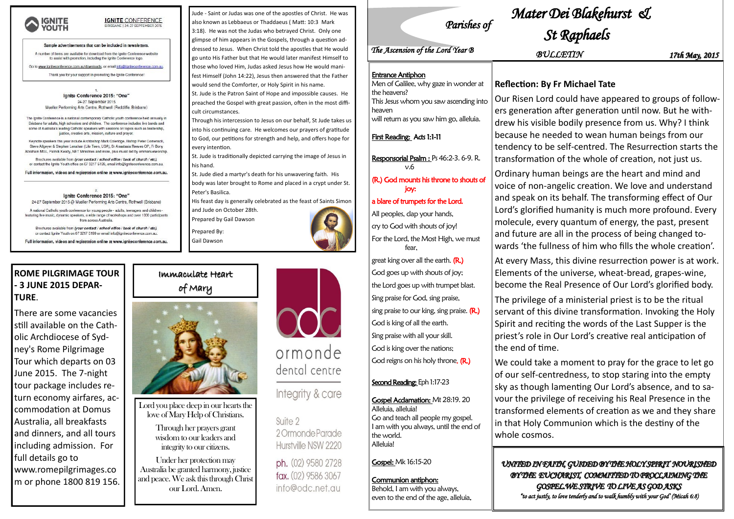# Parishes of Mater Dei Blakehurst & St Raphaels

## BULLETIN

*The Ascension of the Lord Year B*

*17th May, 2015*

**Entrance Antiphon**

Men of Galilee, why gaze in wonder at the heavens?
This Jesus whom you saw ascending into heaven
will return as you saw him go, alleluia.

**First Reading:** Acts 1:1-11

**Responsorial Psalm :** Ps 46:2-3. 6-9. R. v.6

(R.) God mounts his throne to shouts of joy:
a blare of trumpets for the Lord.

All peoples, clap your hands,
cry to God with shouts of joy!
For the Lord, the Most High, we must fear,
great king over all the earth. (R.)

God goes up with shouts of joy;
the Lord goes up with trumpet blast.
Sing praise for God, sing praise,
sing praise to our king, sing praise. (R.)

God is king of all the earth.
Sing praise with all your skill.
God is king over the nations;
God reigns on his holy throne. (R.)

**Second Reading:** Eph 1:17-23

**Gospel Acclamation:** Mt 28:19. 20

Alleluia, alleluia!
Go and teach all people my gospel.
I am with you always, until the end of the world.
Alleluia!

**Gospel:** Mk 16:15-20

**Communion antiphon:**

Behold, I am with you always,
even to the end of the age, alleluia.

## Reflection: By Fr Michael Tate

Our Risen Lord could have appeared to groups of followers generation after generation until now. But he withdrew his visible bodily presence from us. Why? I think because he needed to wean human beings from our tendency to be self-centred. The Resurrection starts the transformation of the whole of creation, not just us.

Ordinary human beings are the heart and mind and voice of non-angelic creation. We love and understand and speak on its behalf. The transforming effect of Our Lord's glorified humanity is much more profound. Every molecule, every quantum of energy, the past, present and future are all in the process of being changed towards 'the fullness of him who fills the whole creation'.

At every Mass, this divine resurrection power is at work. Elements of the universe, wheat-bread, grapes-wine, become the Real Presence of Our Lord's glorified body.

The privilege of a ministerial priest is to be the ritual servant of this divine transformation. Invoking the Holy Spirit and reciting the words of the Last Supper is the priest's role in Our Lord's creative real anticipation of the end of time.

We could take a moment to pray for the grace to let go of our self-centredness, to stop staring into the empty sky as though lamenting Our Lord's absence, and to savour the privilege of receiving his Real Presence in the transformed elements of creation as we and they share in that Holy Communion which is the destiny of the whole cosmos.

*UNITED IN FAITH, GUIDED BY THE HOLY SPIRIT NOURISHED BY THE EUCHARIST, COMMITTED TO PROCLAIMING THE GOSPEL WE STRIVE TO LIVE AS GOD ASKS*
*"to act justly, to love tenderly and to walk humbly with your God" (Micah 6:8)*

---

**IGNITE YOUTH** — **IGNITE CONFERENCE** BRISBANE | 24-27 SEPTEMBER 2015

**Sample advertisements that can be included in newsletters.**

A number of items are available for download from the Ignite Conference website to assist with promotion, including the Ignite Conference logo.

Go to www.igniteconference.com.au/downloads or email info@igniteconference.com.au

Thank you for your support in promoting the Ignite Conference!

1.
**Ignite Conference 2015: "One"**
24-27 September 2015
Mueller Performing Arts Centre, Rothwell (Redcliffe, Brisbane)

The Ignite Conference is a national contemporary Catholic youth conference held annually in Brisbane for adults, high schoolers and children. The conference includes live bands and some of Australia's leading Catholic speakers with sessions on topics such as leadership, justice, creative arts, mission, culture and prayer.

Keynote speakers this year include Archbishop Mark Coleridge, Bishop Peter Comensoli, Steve Allgeyer & Stephen Lenahan (Life Teen, USA), Sr Anastasia Reeves OP, Fr Rory Abraham MGL, Patrick Keady, NET Ministries and more, plus music led by emmanuelworship.

Brochures available from *(your contact / school office / back of church / etc)* or contact the Ignite Youth office on 07 3217 5199, email info@igniteconference.com.au.

Full information, videos and registration online at www.igniteconference.com.au.

2.
**Ignite Conference 2015: "One"**
24-27 September 2015 @ Mueller Performing Arts Centre, Rothwell (Brisbane)

A national Catholic youth conference for young people - adults, teenagers and children - featuring live music, dynamic speakers, a wide range of workshops and over 1000 participants from across Australia.

Brochures available from *(your contact / school office / back of church / etc)* or contact Ignite Youth on 07 3217 5199 or email info@igniteconference.com.au.

Full information, videos and registration online at www.igniteconference.com.au.

---

Jude - Saint or Judas was one of the apostles of Christ. He was also known as Lebbaeus or Thaddaeus ( Matt: 10:3 Mark 3:18). He was not the Judas who betrayed Christ. Only one glimpse of him appears in the Gospels, through a question addressed to Jesus. When Christ told the apostles that He would go unto His Father but that He would later manifest Himself to those who loved Him, Judas asked Jesus how He would manifest Himself (John 14:22), Jesus then answered that the Father would send the Comforter, or Holy Spirit in his name.

St. Jude is the Patron Saint of Hope and impossible causes. He preached the Gospel with great passion, often in the most difficult circumstances.

Through his intercession to Jesus on our behalf, St Jude takes us into his continuing care. He welcomes our prayers of gratitude to God, our petitions for strength and help, and offers hope for every intention.

St. Jude is traditionally depicted carrying the image of Jesus in his hand.

St. Jude died a martyr's death for his unwavering faith. His body was later brought to Rome and placed in a crypt under St. Peter's Basilica.

His feast day is generally celebrated as the feast of Saints Simon and Jude on October 28th.

Prepared by Gail Dawson

Prepared By:
Gail Dawson

---

## ROME PILGRIMAGE TOUR - 3 JUNE 2015 DEPARTURE.

There are some vacancies still available on the Catholic Archdiocese of Sydney's Rome Pilgrimage Tour which departs on 03 June 2015. The 7-night tour package includes return economy airfares, accommodation at Domus Australia, all breakfasts and dinners, and all tours including admission. For full details go to www.romepilgrimages.com or phone 1800 819 156.

---

### Immaculate Heart of Mary

Lord you place deep in our hearts the love of Mary Help of Christians.
Through her prayers grant wisdom to our leaders and integrity to our citizens.
Under her protection may Australia be granted harmony, justice and peace. We ask this through Christ our Lord. Amen.

---

**odc ormonde dental centre**
Integrity & care
Suite 2
2 Ormonde Parade
Hurstville NSW 2220
ph. (02) 9580 2728
fax. (02) 9586 3067
info@odc.net.au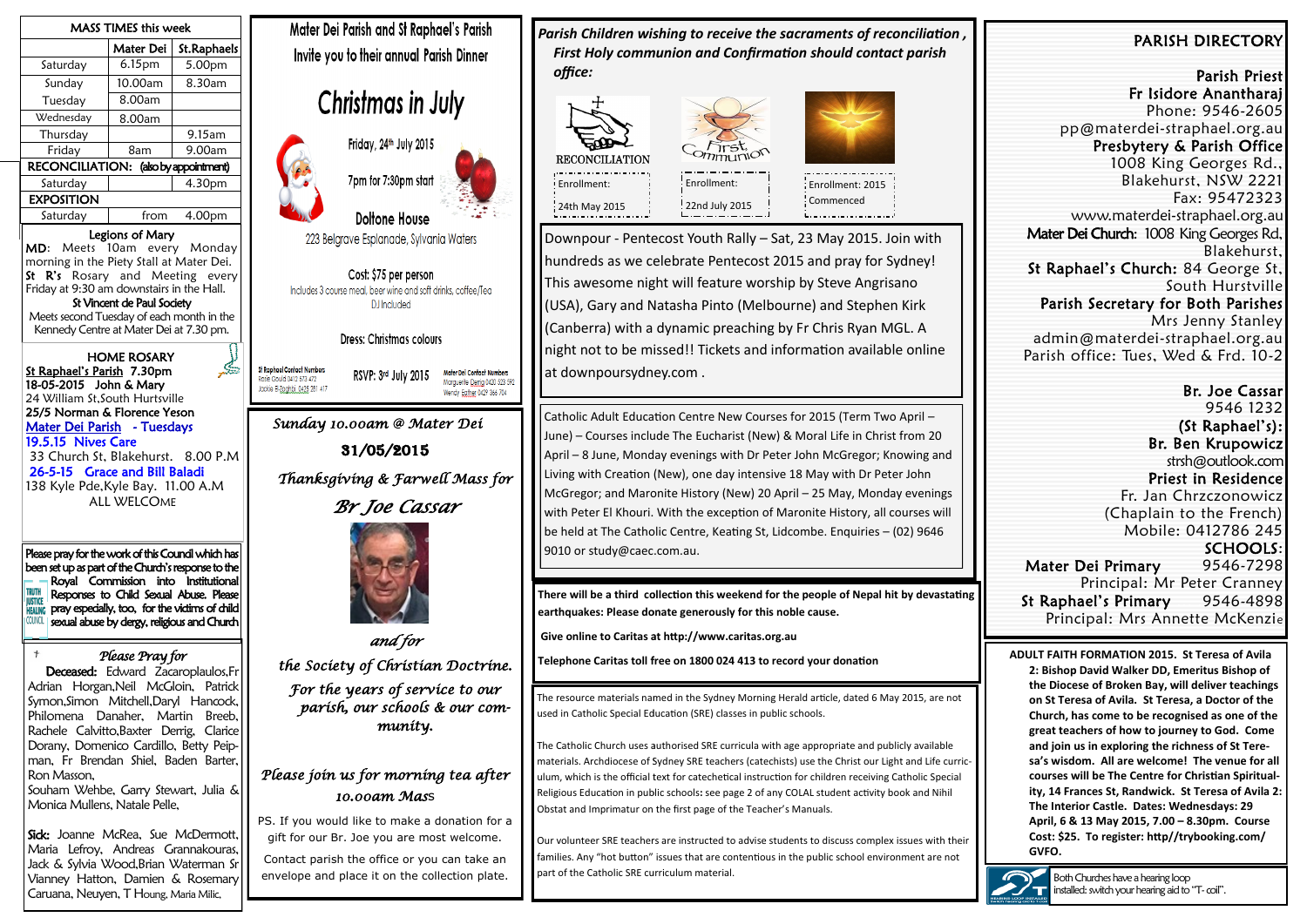## MASS TIMES this week

| | Mater Dei | St.Raphaels |
|---|---|---|
| Saturday | 6.15pm | 5.00pm |
| Sunday | 10.00am | 8.30am |
| Tuesday | 8.00am | |
| Wednesday | 8.00am | |
| Thursday | | 9.15am |
| Friday | 8am | 9.00am |
| **RECONCILIATION:** (also by appointment) | | |
| Saturday | | 4.30pm |
| **EXPOSITION** | | |
| Saturday | from | 4.00pm |

### Legions of Mary

**MD**: Meets 10am every Monday morning in the Piety Stall at Mater Dei. **St R's** Rosary and Meeting every Friday at 9:30 am downstairs in the Hall.

**St Vincent de Paul Society**
Meets second Tuesday of each month in the Kennedy Centre at Mater Dei at 7.30 pm.

### HOME ROSARY

**St Raphael's Parish 7.30pm**
**18-05-2015 John & Mary**
24 William St,South Hurtsville
**25/5 Norman & Florence Yeson**

**Mater Dei Parish - Tuesdays**
**19.5.15 Nives Care**
33 Church St, Blakehurst. 8.00 P.M
**26-5-15 Grace and Bill Baladi**
138 Kyle Pde,Kyle Bay. 11.00 A.M
ALL WELCOME

Please pray for the work of this Council which has been set up as part of the Church's response to the Royal Commission into Institutional Responses to Child Sexual Abuse. Please pray especially, too, for the victims of child sexual abuse by clergy, religious and Church

TRUTH JUSTICE HEALING COUNCIL

### *Please Pray for*

**Deceased:** Edward Zacaroplaulos,Fr Adrian Horgan,Neil McGloin, Patrick Symon,Simon Mitchell,Daryl Hancock, Philomena Danaher, Martin Breeb, Rachele Calvitto,Baxter Derrig, Clarice Dorany, Domenico Cardillo, Betty Peipman, Fr Brendan Shiel, Baden Barter, Ron Masson,
Souham Wehbe, Garry Stewart, Julia & Monica Mullens, Natale Pelle,

**Sick:** Joanne McRea, Sue McDermott, Maria Lefroy, Andreas Grannakouras, Jack & Sylvia Wood,Brian Waterman Sr Vianney Hatton, Damien & Rosemary Caruana, Neuyen, T Houng, Maria Milic,

---

## Mater Dei Parish and St Raphael's Parish Invite you to their annual Parish Dinner

# Christmas in July

Friday, 24th July 2015

7pm for 7:30pm start

**Doltone House**
223 Belgrave Esplanade, Sylvania Waters

Cost: $75 per person
Includes 3 course meal, beer wine and soft drinks, coffee/Tea
DJ Included

Dress: Christmas colours

St Raphael Contact Numbers
Rosie Gould 0412 573 472
Jackie E-Ibrahim 0425 281 417

RSVP: 3rd July 2015

Mater Dei Contact Numbers
Marguerite Derrig 0400 323 592
Wendy Esther 0429 366 704

*Sunday 10.00am @ Mater Dei*

**31/05/2015**

*Thanksgiving & Farwell Mass for*

*Br Joe Cassar*

*and for*

*the Society of Christian Doctrine.*

*For the years of service to our parish, our schools & our community.*

*Please join us for morning tea after 10.00am Mass*

PS. If you would like to make a donation for a gift for our Br. Joe you are most welcome.

Contact parish the office or you can take an envelope and place it on the collection plate.

---

*Parish Children wishing to receive the sacraments of reconciliation , First Holy communion and Confirmation should contact parish office:*

RECONCILIATION
Enrollment:
24th May 2015

First Communion
Enrollment:
22nd July 2015

Enrollment: 2015
Commenced

Downpour - Pentecost Youth Rally – Sat, 23 May 2015. Join with hundreds as we celebrate Pentecost 2015 and pray for Sydney! This awesome night will feature worship by Steve Angrisano (USA), Gary and Natasha Pinto (Melbourne) and Stephen Kirk (Canberra) with a dynamic preaching by Fr Chris Ryan MGL. A night not to be missed!! Tickets and information available online at downpoursydney.com .

Catholic Adult Education Centre New Courses for 2015 (Term Two April – June) – Courses include The Eucharist (New) & Moral Life in Christ from 20 April – 8 June, Monday evenings with Dr Peter John McGregor; Knowing and Living with Creation (New), one day intensive 18 May with Dr Peter John McGregor; and Maronite History (New) 20 April – 25 May, Monday evenings with Peter El Khouri. With the exception of Maronite History, all courses will be held at The Catholic Centre, Keating St, Lidcombe. Enquiries – (02) 9646 9010 or study@caec.com.au.

**There will be a third collection this weekend for the people of Nepal hit by devastating earthquakes: Please donate generously for this noble cause.**

**Give online to Caritas at http://www.caritas.org.au**

**Telephone Caritas toll free on 1800 024 413 to record your donation**

The resource materials named in the Sydney Morning Herald article, dated 6 May 2015, are not used in Catholic Special Education (SRE) classes in public schools.

The Catholic Church uses authorised SRE curricula with age appropriate and publicly available materials. Archdiocese of Sydney SRE teachers (catechists) use the Christ our Light and Life curriculum, which is the official text for catechetical instruction for children receiving Catholic Special Religious Education in public schools: see page 2 of any COLAL student activity book and Nihil Obstat and Imprimatur on the first page of the Teacher's Manuals.

Our volunteer SRE teachers are instructed to advise students to discuss complex issues with their families. Any "hot button" issues that are contentious in the public school environment are not part of the Catholic SRE curriculum material.

---

## PARISH DIRECTORY

**Parish Priest**
**Fr Isidore Anantharaj**
Phone: 9546-2605
pp@materdei-straphael.org.au
**Presbytery & Parish Office**
1008 King Georges Rd., Blakehurst, NSW 2221
Fax: 95472323
www.materdei-straphael.org.au
**Mater Dei Church:** 1008 King Georges Rd, Blakehurst,
**St Raphael's Church:** 84 George St, South Hurstville
**Parish Secretary for Both Parishes**
Mrs Jenny Stanley
admin@materdei-straphael.org.au
Parish office: Tues, Wed & Frd. 10-2

**Br. Joe Cassar**
9546 1232
**(St Raphael's):**
**Br. Ben Krupowicz**
strsh@outlook.com
**Priest in Residence**
Fr. Jan Chrzczonowicz
(Chaplain to the French)
Mobile: 0412786 245
**SCHOOLS:**
**Mater Dei Primary** 9546-7298
Principal: Mr Peter Cranney
**St Raphael's Primary** 9546-4898
Principal: Mrs Annette McKenzie

**ADULT FAITH FORMATION 2015. St Teresa of Avila 2: Bishop David Walker DD, Emeritus Bishop of the Diocese of Broken Bay, will deliver teachings on St Teresa of Avila. St Teresa, a Doctor of the Church, has come to be recognised as one of the great teachers of how to journey to God. Come and join us in exploring the richness of St Teresa's wisdom. All are welcome! The venue for all courses will be The Centre for Christian Spirituality, 14 Frances St, Randwick. St Teresa of Avila 2: The Interior Castle. Dates: Wednesdays: 29 April, 6 & 13 May 2015, 7.00 – 8.30pm. Course Cost: $25. To register: http//trybooking.com/ GVFO.**

Both Churches have a hearing loop installed: switch your hearing aid to "T- coil".